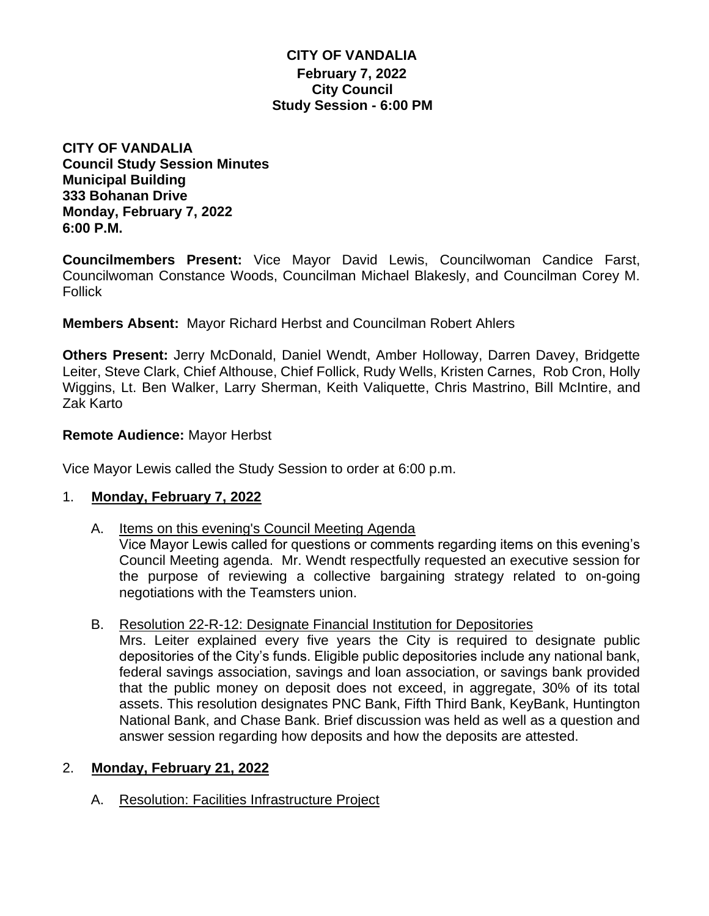**CITY OF VANDALIA**
**February 7, 2022**
**City Council**
**Study Session - 6:00 PM**

**CITY OF VANDALIA**
**Council Study Session Minutes**
**Municipal Building**
**333 Bohanan Drive**
**Monday, February 7, 2022**
**6:00 P.M.**

**Councilmembers Present:** Vice Mayor David Lewis, Councilwoman Candice Farst, Councilwoman Constance Woods, Councilman Michael Blakesly, and Councilman Corey M. Follick

**Members Absent:** Mayor Richard Herbst and Councilman Robert Ahlers

**Others Present:** Jerry McDonald, Daniel Wendt, Amber Holloway, Darren Davey, Bridgette Leiter, Steve Clark, Chief Althouse, Chief Follick, Rudy Wells, Kristen Carnes, Rob Cron, Holly Wiggins, Lt. Ben Walker, Larry Sherman, Keith Valiquette, Chris Mastrino, Bill McIntire, and Zak Karto

**Remote Audience:** Mayor Herbst

Vice Mayor Lewis called the Study Session to order at 6:00 p.m.

1. **Monday, February 7, 2022**

   A. Items on this evening's Council Meeting Agenda
   Vice Mayor Lewis called for questions or comments regarding items on this evening's Council Meeting agenda. Mr. Wendt respectfully requested an executive session for the purpose of reviewing a collective bargaining strategy related to on-going negotiations with the Teamsters union.

   B. Resolution 22-R-12: Designate Financial Institution for Depositories
   Mrs. Leiter explained every five years the City is required to designate public depositories of the City's funds. Eligible public depositories include any national bank, federal savings association, savings and loan association, or savings bank provided that the public money on deposit does not exceed, in aggregate, 30% of its total assets. This resolution designates PNC Bank, Fifth Third Bank, KeyBank, Huntington National Bank, and Chase Bank. Brief discussion was held as well as a question and answer session regarding how deposits and how the deposits are attested.

2. **Monday, February 21, 2022**

   A. Resolution: Facilities Infrastructure Project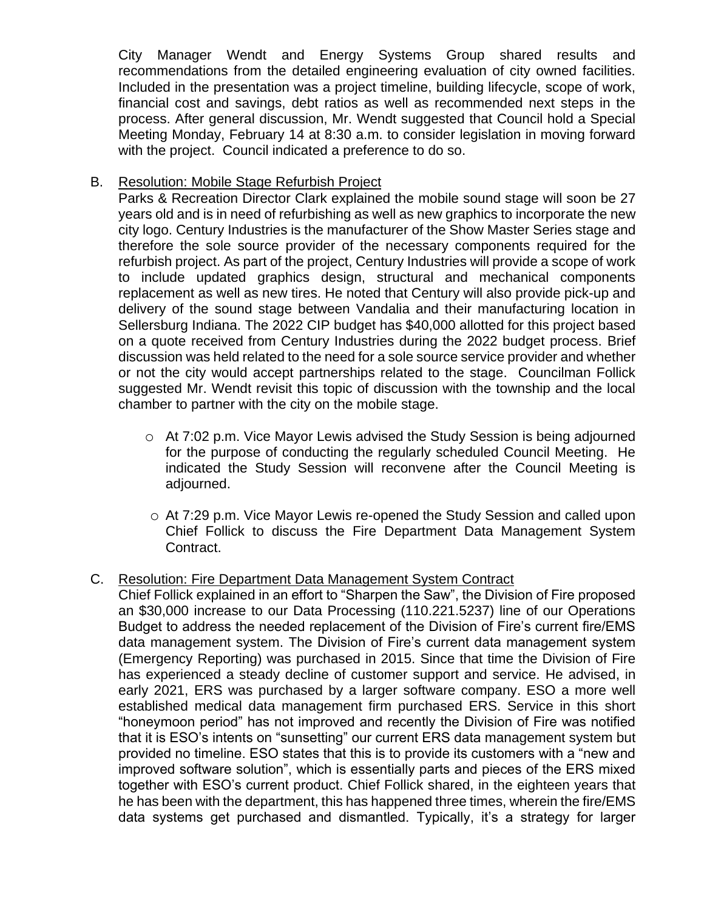City Manager Wendt and Energy Systems Group shared results and recommendations from the detailed engineering evaluation of city owned facilities. Included in the presentation was a project timeline, building lifecycle, scope of work, financial cost and savings, debt ratios as well as recommended next steps in the process. After general discussion, Mr. Wendt suggested that Council hold a Special Meeting Monday, February 14 at 8:30 a.m. to consider legislation in moving forward with the project. Council indicated a preference to do so.

B. Resolution: Mobile Stage Refurbish Project

Parks & Recreation Director Clark explained the mobile sound stage will soon be 27 years old and is in need of refurbishing as well as new graphics to incorporate the new city logo. Century Industries is the manufacturer of the Show Master Series stage and therefore the sole source provider of the necessary components required for the refurbish project. As part of the project, Century Industries will provide a scope of work to include updated graphics design, structural and mechanical components replacement as well as new tires. He noted that Century will also provide pick-up and delivery of the sound stage between Vandalia and their manufacturing location in Sellersburg Indiana. The 2022 CIP budget has $40,000 allotted for this project based on a quote received from Century Industries during the 2022 budget process. Brief discussion was held related to the need for a sole source service provider and whether or not the city would accept partnerships related to the stage. Councilman Follick suggested Mr. Wendt revisit this topic of discussion with the township and the local chamber to partner with the city on the mobile stage.

- At 7:02 p.m. Vice Mayor Lewis advised the Study Session is being adjourned for the purpose of conducting the regularly scheduled Council Meeting. He indicated the Study Session will reconvene after the Council Meeting is adjourned.

- At 7:29 p.m. Vice Mayor Lewis re-opened the Study Session and called upon Chief Follick to discuss the Fire Department Data Management System Contract.

C. Resolution: Fire Department Data Management System Contract

Chief Follick explained in an effort to "Sharpen the Saw", the Division of Fire proposed an $30,000 increase to our Data Processing (110.221.5237) line of our Operations Budget to address the needed replacement of the Division of Fire's current fire/EMS data management system. The Division of Fire's current data management system (Emergency Reporting) was purchased in 2015. Since that time the Division of Fire has experienced a steady decline of customer support and service. He advised, in early 2021, ERS was purchased by a larger software company. ESO a more well established medical data management firm purchased ERS. Service in this short "honeymoon period" has not improved and recently the Division of Fire was notified that it is ESO's intents on "sunsetting" our current ERS data management system but provided no timeline. ESO states that this is to provide its customers with a "new and improved software solution", which is essentially parts and pieces of the ERS mixed together with ESO's current product. Chief Follick shared, in the eighteen years that he has been with the department, this has happened three times, wherein the fire/EMS data systems get purchased and dismantled. Typically, it's a strategy for larger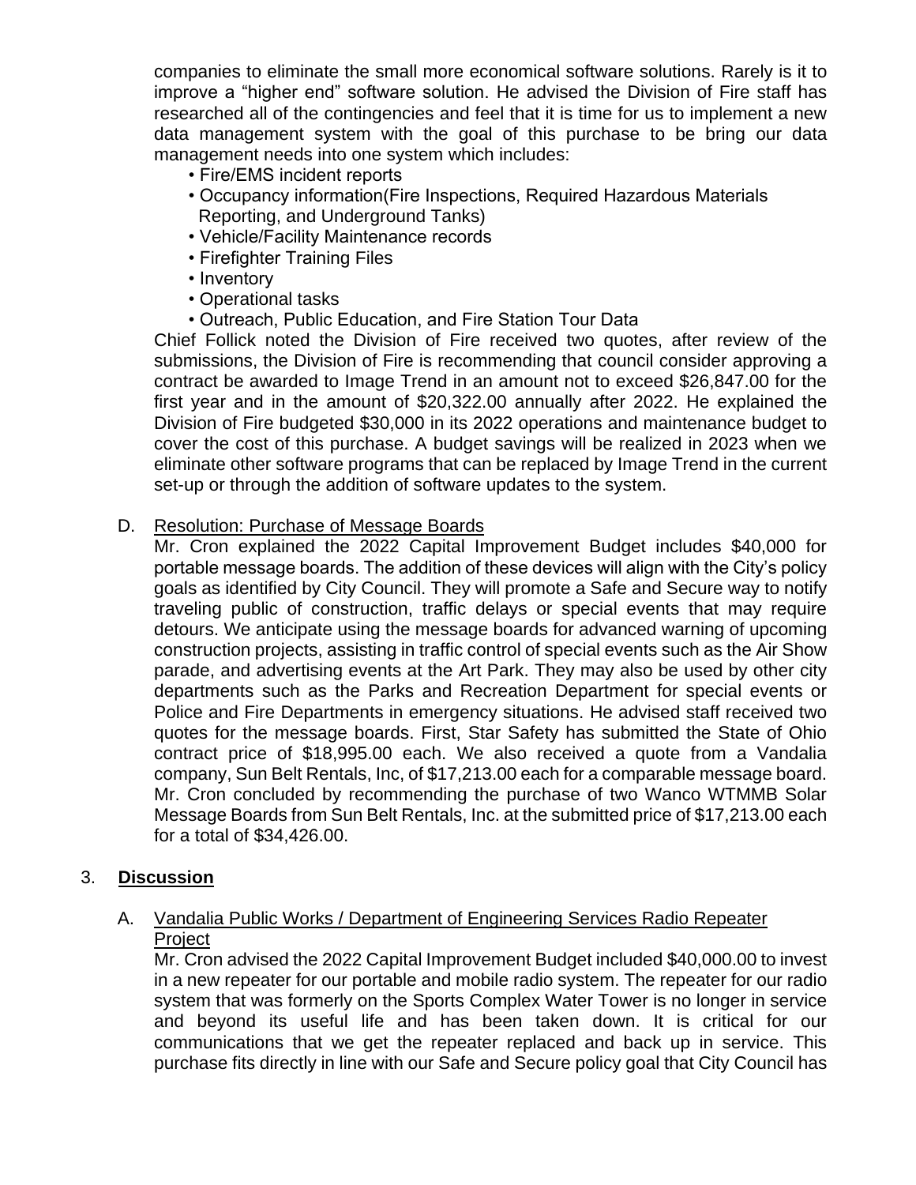companies to eliminate the small more economical software solutions. Rarely is it to improve a "higher end" software solution. He advised the Division of Fire staff has researched all of the contingencies and feel that it is time for us to implement a new data management system with the goal of this purchase to be bring our data management needs into one system which includes:

- Fire/EMS incident reports
- Occupancy information(Fire Inspections, Required Hazardous Materials Reporting, and Underground Tanks)
- Vehicle/Facility Maintenance records
- Firefighter Training Files
- Inventory
- Operational tasks
- Outreach, Public Education, and Fire Station Tour Data

Chief Follick noted the Division of Fire received two quotes, after review of the submissions, the Division of Fire is recommending that council consider approving a contract be awarded to Image Trend in an amount not to exceed $26,847.00 for the first year and in the amount of $20,322.00 annually after 2022. He explained the Division of Fire budgeted $30,000 in its 2022 operations and maintenance budget to cover the cost of this purchase. A budget savings will be realized in 2023 when we eliminate other software programs that can be replaced by Image Trend in the current set-up or through the addition of software updates to the system.

D. <u>Resolution: Purchase of Message Boards</u>

Mr. Cron explained the 2022 Capital Improvement Budget includes $40,000 for portable message boards. The addition of these devices will align with the City's policy goals as identified by City Council. They will promote a Safe and Secure way to notify traveling public of construction, traffic delays or special events that may require detours. We anticipate using the message boards for advanced warning of upcoming construction projects, assisting in traffic control of special events such as the Air Show parade, and advertising events at the Art Park. They may also be used by other city departments such as the Parks and Recreation Department for special events or Police and Fire Departments in emergency situations. He advised staff received two quotes for the message boards. First, Star Safety has submitted the State of Ohio contract price of $18,995.00 each. We also received a quote from a Vandalia company, Sun Belt Rentals, Inc, of $17,213.00 each for a comparable message board. Mr. Cron concluded by recommending the purchase of two Wanco WTMMB Solar Message Boards from Sun Belt Rentals, Inc. at the submitted price of $17,213.00 each for a total of $34,426.00.

## 3. **Discussion**

A. <u>Vandalia Public Works / Department of Engineering Services Radio Repeater Project</u>

Mr. Cron advised the 2022 Capital Improvement Budget included $40,000.00 to invest in a new repeater for our portable and mobile radio system. The repeater for our radio system that was formerly on the Sports Complex Water Tower is no longer in service and beyond its useful life and has been taken down. It is critical for our communications that we get the repeater replaced and back up in service. This purchase fits directly in line with our Safe and Secure policy goal that City Council has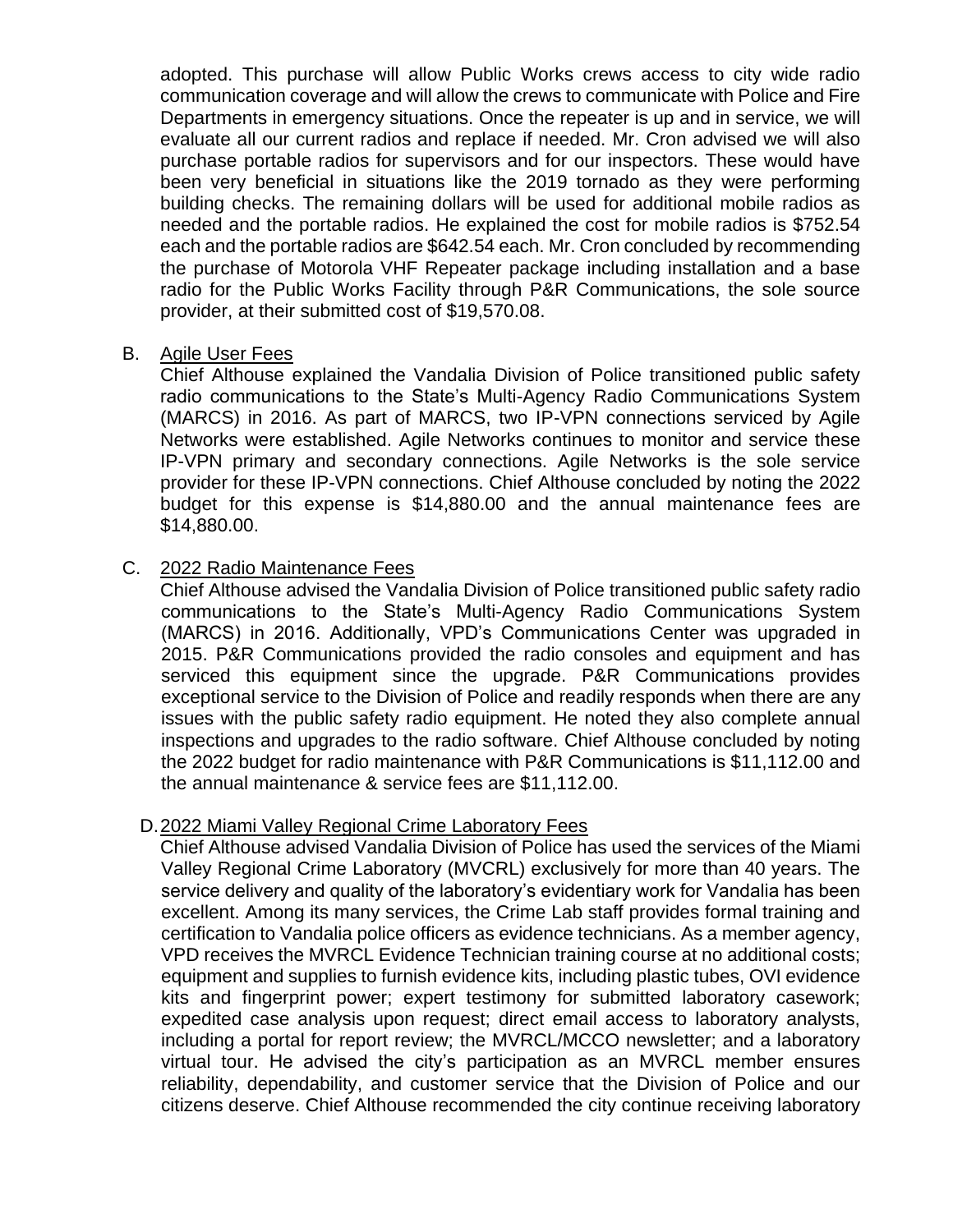adopted. This purchase will allow Public Works crews access to city wide radio communication coverage and will allow the crews to communicate with Police and Fire Departments in emergency situations. Once the repeater is up and in service, we will evaluate all our current radios and replace if needed. Mr. Cron advised we will also purchase portable radios for supervisors and for our inspectors. These would have been very beneficial in situations like the 2019 tornado as they were performing building checks. The remaining dollars will be used for additional mobile radios as needed and the portable radios. He explained the cost for mobile radios is $752.54 each and the portable radios are $642.54 each. Mr. Cron concluded by recommending the purchase of Motorola VHF Repeater package including installation and a base radio for the Public Works Facility through P&R Communications, the sole source provider, at their submitted cost of $19,570.08.

B. Agile User Fees

Chief Althouse explained the Vandalia Division of Police transitioned public safety radio communications to the State's Multi-Agency Radio Communications System (MARCS) in 2016. As part of MARCS, two IP-VPN connections serviced by Agile Networks were established. Agile Networks continues to monitor and service these IP-VPN primary and secondary connections. Agile Networks is the sole service provider for these IP-VPN connections. Chief Althouse concluded by noting the 2022 budget for this expense is $14,880.00 and the annual maintenance fees are $14,880.00.

C. 2022 Radio Maintenance Fees

Chief Althouse advised the Vandalia Division of Police transitioned public safety radio communications to the State's Multi-Agency Radio Communications System (MARCS) in 2016. Additionally, VPD's Communications Center was upgraded in 2015. P&R Communications provided the radio consoles and equipment and has serviced this equipment since the upgrade. P&R Communications provides exceptional service to the Division of Police and readily responds when there are any issues with the public safety radio equipment. He noted they also complete annual inspections and upgrades to the radio software. Chief Althouse concluded by noting the 2022 budget for radio maintenance with P&R Communications is $11,112.00 and the annual maintenance & service fees are $11,112.00.

D. 2022 Miami Valley Regional Crime Laboratory Fees

Chief Althouse advised Vandalia Division of Police has used the services of the Miami Valley Regional Crime Laboratory (MVCRL) exclusively for more than 40 years. The service delivery and quality of the laboratory's evidentiary work for Vandalia has been excellent. Among its many services, the Crime Lab staff provides formal training and certification to Vandalia police officers as evidence technicians. As a member agency, VPD receives the MVRCL Evidence Technician training course at no additional costs; equipment and supplies to furnish evidence kits, including plastic tubes, OVI evidence kits and fingerprint power; expert testimony for submitted laboratory casework; expedited case analysis upon request; direct email access to laboratory analysts, including a portal for report review; the MVRCL/MCCO newsletter; and a laboratory virtual tour. He advised the city's participation as an MVRCL member ensures reliability, dependability, and customer service that the Division of Police and our citizens deserve. Chief Althouse recommended the city continue receiving laboratory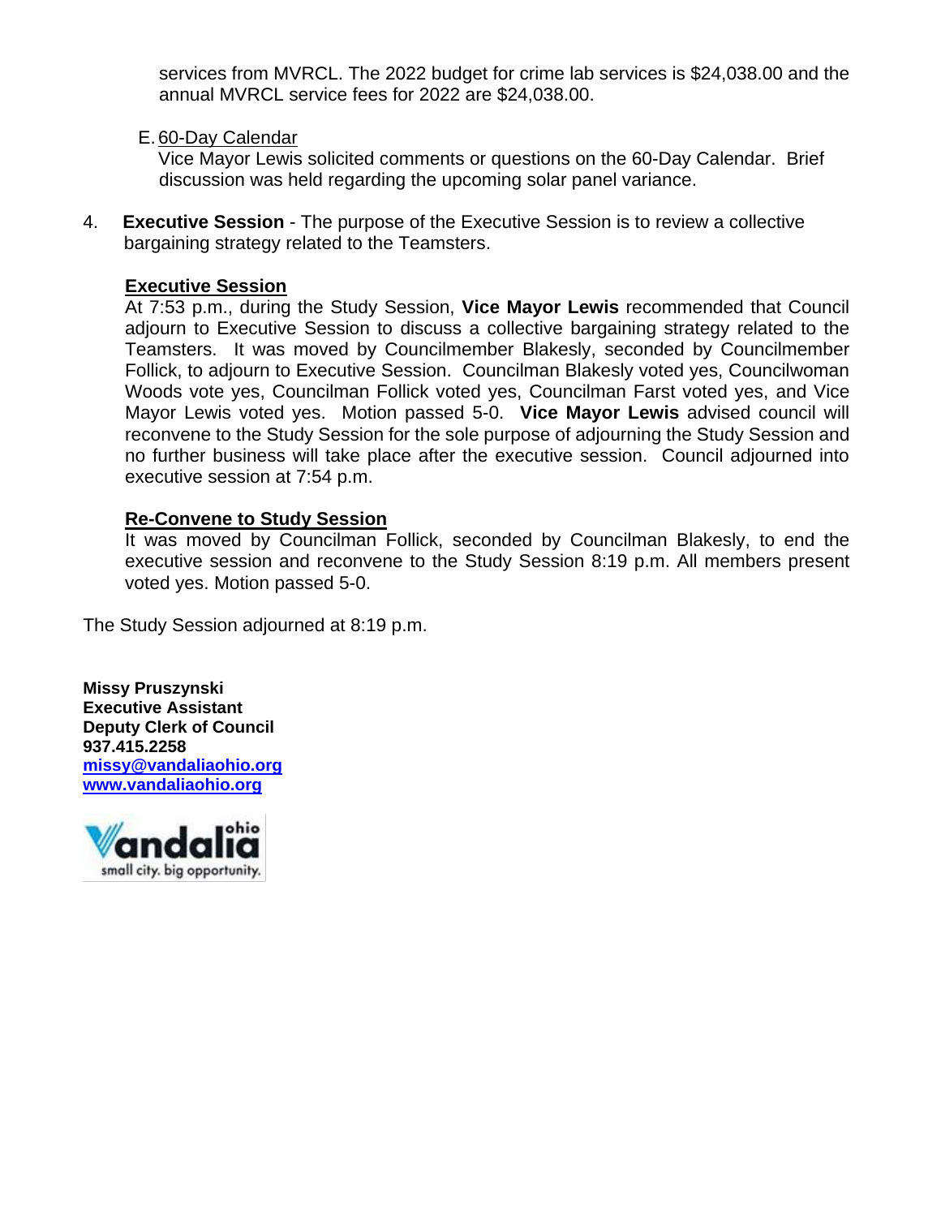services from MVRCL. The 2022 budget for crime lab services is $24,038.00 and the annual MVRCL service fees for 2022 are $24,038.00.

E. 60-Day Calendar
Vice Mayor Lewis solicited comments or questions on the 60-Day Calendar. Brief discussion was held regarding the upcoming solar panel variance.

4. **Executive Session** - The purpose of the Executive Session is to review a collective bargaining strategy related to the Teamsters.

**Executive Session**

At 7:53 p.m., during the Study Session, **Vice Mayor Lewis** recommended that Council adjourn to Executive Session to discuss a collective bargaining strategy related to the Teamsters. It was moved by Councilmember Blakesly, seconded by Councilmember Follick, to adjourn to Executive Session. Councilman Blakesly voted yes, Councilwoman Woods vote yes, Councilman Follick voted yes, Councilman Farst voted yes, and Vice Mayor Lewis voted yes. Motion passed 5-0. **Vice Mayor Lewis** advised council will reconvene to the Study Session for the sole purpose of adjourning the Study Session and no further business will take place after the executive session. Council adjourned into executive session at 7:54 p.m.

**Re-Convene to Study Session**

It was moved by Councilman Follick, seconded by Councilman Blakesly, to end the executive session and reconvene to the Study Session 8:19 p.m. All members present voted yes. Motion passed 5-0.

The Study Session adjourned at 8:19 p.m.

**Missy Pruszynski**
**Executive Assistant**
**Deputy Clerk of Council**
**937.415.2258**
**missy@vandaliaohio.org**
**www.vandaliaohio.org**

Vandalia ohio
small city. big opportunity.